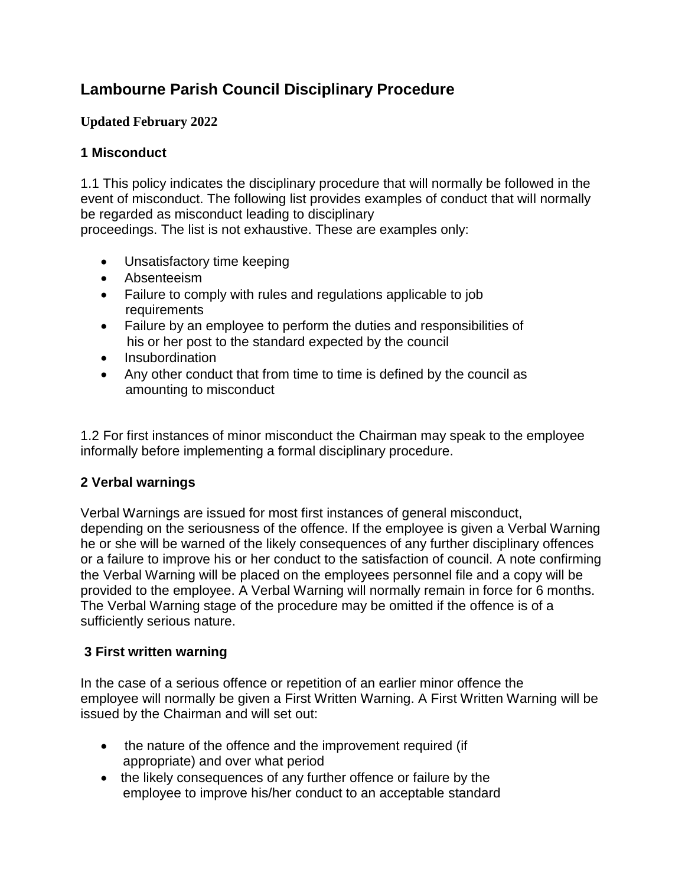# Lambourne Parish Council Disciplinary Procedure

**Updated February 2022**

## 1 Misconduct

1.1 This policy indicates the disciplinary procedure that will normally be followed in the event of misconduct. The following list provides examples of conduct that will normally be regarded as misconduct leading to disciplinary proceedings. The list is not exhaustive. These are examples only:

- Unsatisfactory time keeping
- Absenteeism
- Failure to comply with rules and regulations applicable to job requirements
- Failure by an employee to perform the duties and responsibilities of his or her post to the standard expected by the council
- Insubordination
- Any other conduct that from time to time is defined by the council as amounting to misconduct

1.2 For first instances of minor misconduct the Chairman may speak to the employee informally before implementing a formal disciplinary procedure.

## 2 Verbal warnings

Verbal Warnings are issued for most first instances of general misconduct, depending on the seriousness of the offence. If the employee is given a Verbal Warning he or she will be warned of the likely consequences of any further disciplinary offences or a failure to improve his or her conduct to the satisfaction of council. A note confirming the Verbal Warning will be placed on the employees personnel file and a copy will be provided to the employee. A Verbal Warning will normally remain in force for 6 months. The Verbal Warning stage of the procedure may be omitted if the offence is of a sufficiently serious nature.

## 3 First written warning

In the case of a serious offence or repetition of an earlier minor offence the employee will normally be given a First Written Warning. A First Written Warning will be issued by the Chairman and will set out:

- the nature of the offence and the improvement required (if appropriate) and over what period
- the likely consequences of any further offence or failure by the employee to improve his/her conduct to an acceptable standard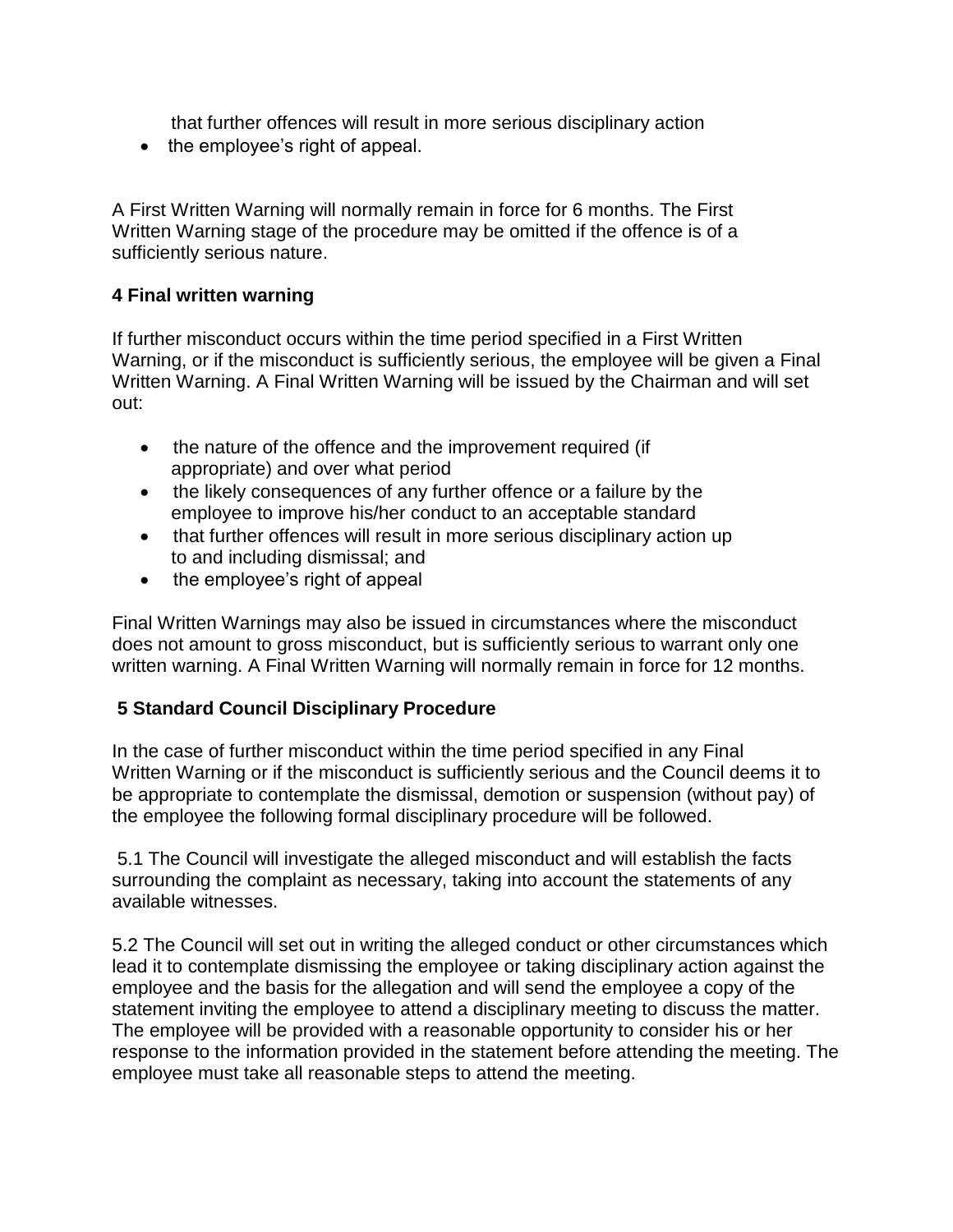that further offences will result in more serious disciplinary action

- the employee's right of appeal.

A First Written Warning will normally remain in force for 6 months. The First Written Warning stage of the procedure may be omitted if the offence is of a sufficiently serious nature.

**4 Final written warning**

If further misconduct occurs within the time period specified in a First Written Warning, or if the misconduct is sufficiently serious, the employee will be given a Final Written Warning. A Final Written Warning will be issued by the Chairman and will set out:

- the nature of the offence and the improvement required (if appropriate) and over what period
- the likely consequences of any further offence or a failure by the employee to improve his/her conduct to an acceptable standard
- that further offences will result in more serious disciplinary action up to and including dismissal; and
- the employee's right of appeal

Final Written Warnings may also be issued in circumstances where the misconduct does not amount to gross misconduct, but is sufficiently serious to warrant only one written warning. A Final Written Warning will normally remain in force for 12 months.

**5 Standard Council Disciplinary Procedure**

In the case of further misconduct within the time period specified in any Final Written Warning or if the misconduct is sufficiently serious and the Council deems it to be appropriate to contemplate the dismissal, demotion or suspension (without pay) of the employee the following formal disciplinary procedure will be followed.

5.1 The Council will investigate the alleged misconduct and will establish the facts surrounding the complaint as necessary, taking into account the statements of any available witnesses.

5.2 The Council will set out in writing the alleged conduct or other circumstances which lead it to contemplate dismissing the employee or taking disciplinary action against the employee and the basis for the allegation and will send the employee a copy of the statement inviting the employee to attend a disciplinary meeting to discuss the matter. The employee will be provided with a reasonable opportunity to consider his or her response to the information provided in the statement before attending the meeting. The employee must take all reasonable steps to attend the meeting.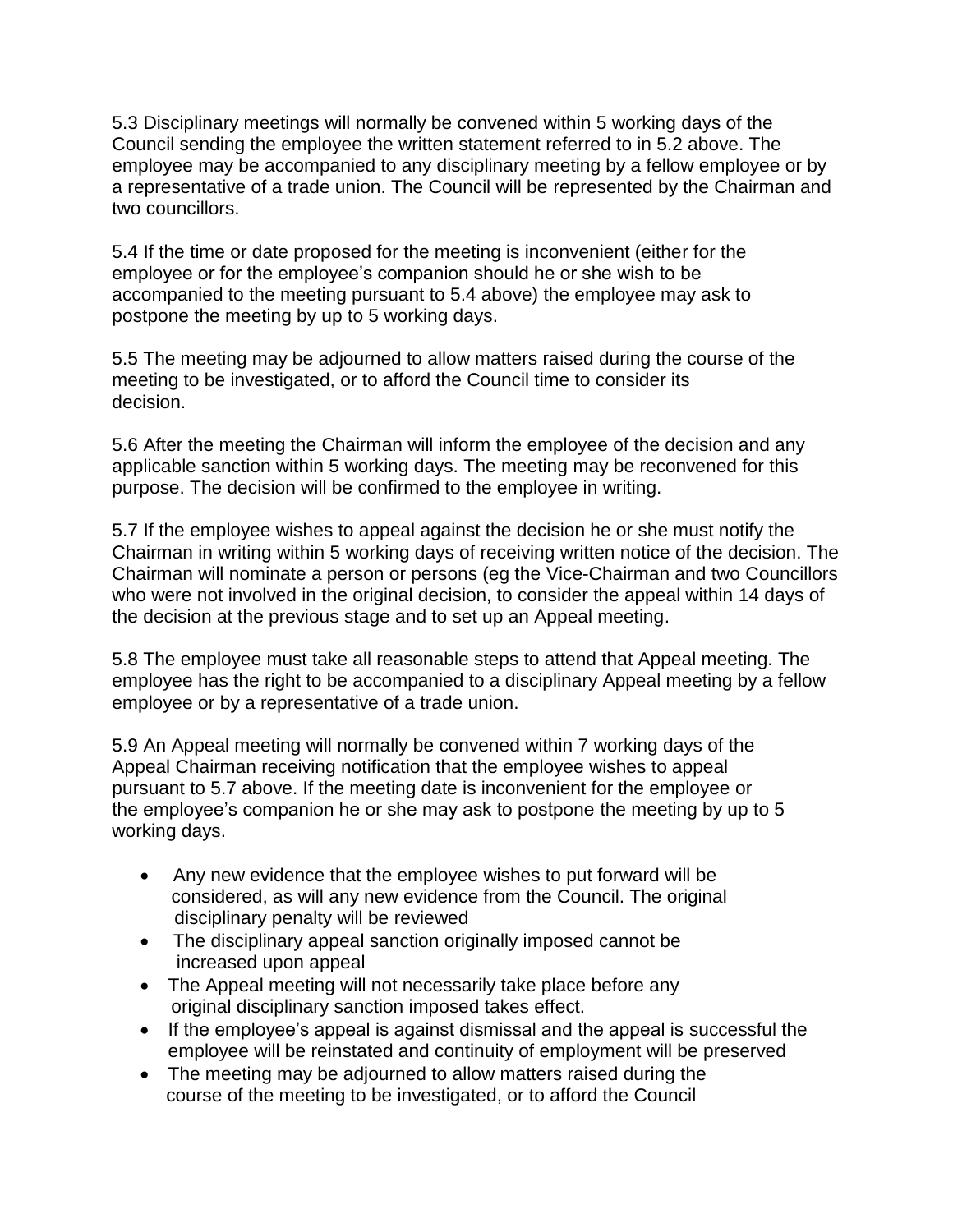5.3 Disciplinary meetings will normally be convened within 5 working days of the Council sending the employee the written statement referred to in 5.2 above. The employee may be accompanied to any disciplinary meeting by a fellow employee or by a representative of a trade union. The Council will be represented by the Chairman and two councillors.

5.4 If the time or date proposed for the meeting is inconvenient (either for the employee or for the employee's companion should he or she wish to be accompanied to the meeting pursuant to 5.4 above) the employee may ask to postpone the meeting by up to 5 working days.

5.5 The meeting may be adjourned to allow matters raised during the course of the meeting to be investigated, or to afford the Council time to consider its decision.

5.6 After the meeting the Chairman will inform the employee of the decision and any applicable sanction within 5 working days. The meeting may be reconvened for this purpose. The decision will be confirmed to the employee in writing.

5.7 If the employee wishes to appeal against the decision he or she must notify the Chairman in writing within 5 working days of receiving written notice of the decision. The Chairman will nominate a person or persons (eg the Vice-Chairman and two Councillors who were not involved in the original decision, to consider the appeal within 14 days of the decision at the previous stage and to set up an Appeal meeting.

5.8 The employee must take all reasonable steps to attend that Appeal meeting. The employee has the right to be accompanied to a disciplinary Appeal meeting by a fellow employee or by a representative of a trade union.

5.9 An Appeal meeting will normally be convened within 7 working days of the Appeal Chairman receiving notification that the employee wishes to appeal pursuant to 5.7 above. If the meeting date is inconvenient for the employee or the employee's companion he or she may ask to postpone the meeting by up to 5 working days.

- Any new evidence that the employee wishes to put forward will be considered, as will any new evidence from the Council. The original disciplinary penalty will be reviewed
- The disciplinary appeal sanction originally imposed cannot be increased upon appeal
- The Appeal meeting will not necessarily take place before any original disciplinary sanction imposed takes effect.
- If the employee's appeal is against dismissal and the appeal is successful the employee will be reinstated and continuity of employment will be preserved
- The meeting may be adjourned to allow matters raised during the course of the meeting to be investigated, or to afford the Council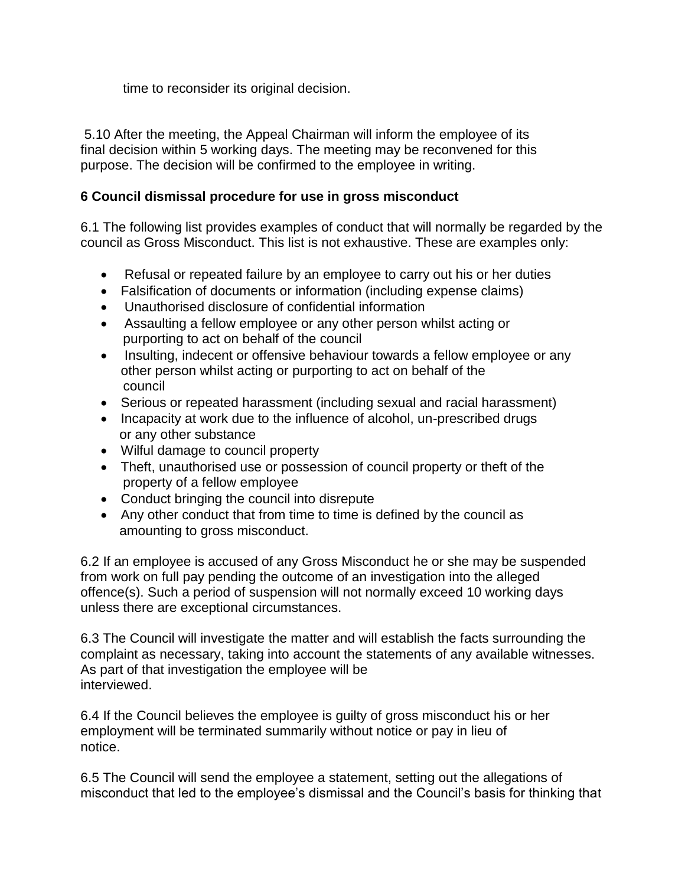time to reconsider its original decision.

5.10 After the meeting, the Appeal Chairman will inform the employee of its final decision within 5 working days. The meeting may be reconvened for this purpose. The decision will be confirmed to the employee in writing.

**6 Council dismissal procedure for use in gross misconduct**

6.1 The following list provides examples of conduct that will normally be regarded by the council as Gross Misconduct. This list is not exhaustive. These are examples only:

- Refusal or repeated failure by an employee to carry out his or her duties
- Falsification of documents or information (including expense claims)
- Unauthorised disclosure of confidential information
- Assaulting a fellow employee or any other person whilst acting or purporting to act on behalf of the council
- Insulting, indecent or offensive behaviour towards a fellow employee or any other person whilst acting or purporting to act on behalf of the council
- Serious or repeated harassment (including sexual and racial harassment)
- Incapacity at work due to the influence of alcohol, un-prescribed drugs or any other substance
- Wilful damage to council property
- Theft, unauthorised use or possession of council property or theft of the property of a fellow employee
- Conduct bringing the council into disrepute
- Any other conduct that from time to time is defined by the council as amounting to gross misconduct.

6.2 If an employee is accused of any Gross Misconduct he or she may be suspended from work on full pay pending the outcome of an investigation into the alleged offence(s). Such a period of suspension will not normally exceed 10 working days unless there are exceptional circumstances.

6.3 The Council will investigate the matter and will establish the facts surrounding the complaint as necessary, taking into account the statements of any available witnesses. As part of that investigation the employee will be interviewed.

6.4 If the Council believes the employee is guilty of gross misconduct his or her employment will be terminated summarily without notice or pay in lieu of notice.

6.5 The Council will send the employee a statement, setting out the allegations of misconduct that led to the employee's dismissal and the Council's basis for thinking that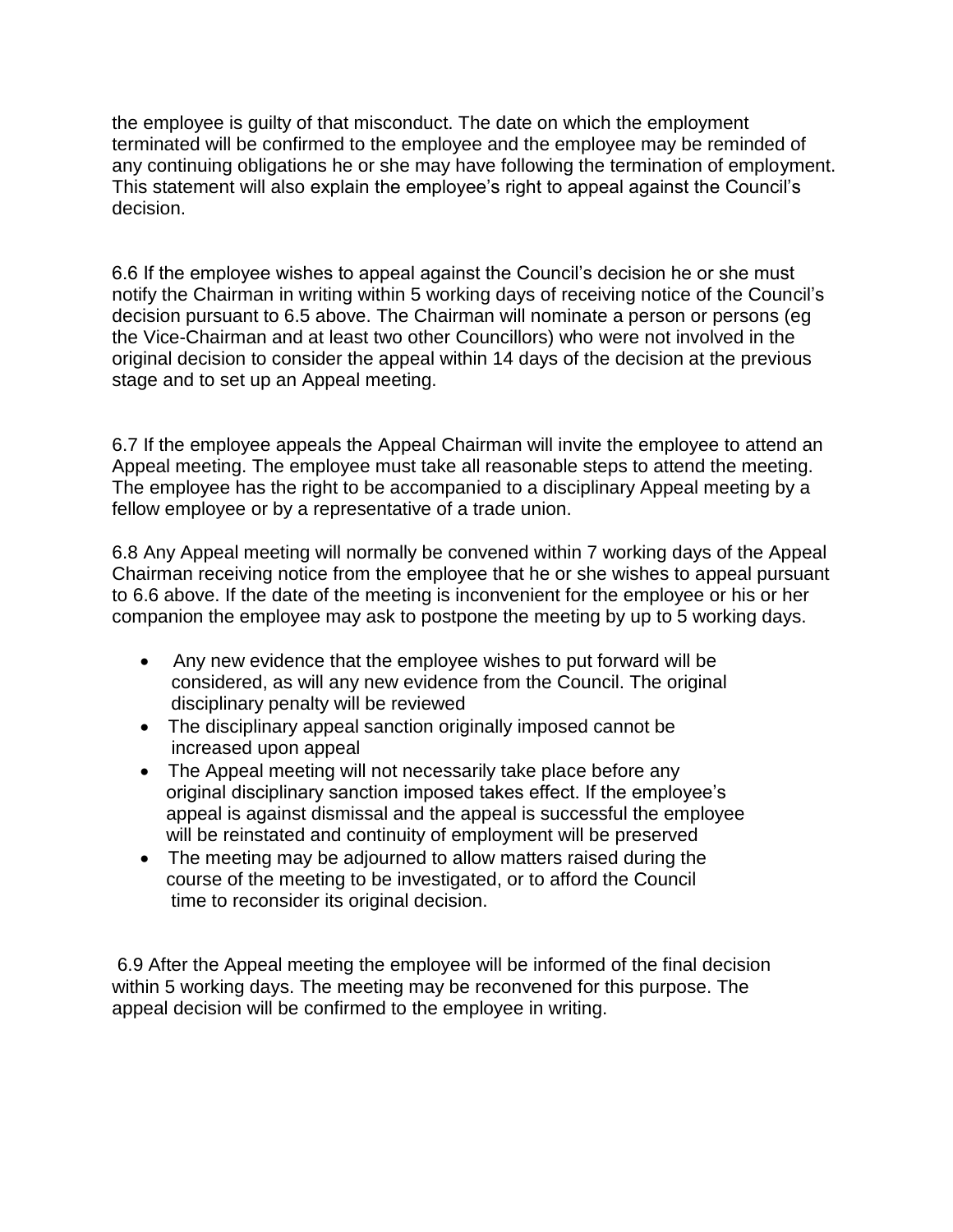the employee is guilty of that misconduct. The date on which the employment terminated will be confirmed to the employee and the employee may be reminded of any continuing obligations he or she may have following the termination of employment. This statement will also explain the employee's right to appeal against the Council's decision.

6.6 If the employee wishes to appeal against the Council's decision he or she must notify the Chairman in writing within 5 working days of receiving notice of the Council's decision pursuant to 6.5 above. The Chairman will nominate a person or persons (eg the Vice-Chairman and at least two other Councillors) who were not involved in the original decision to consider the appeal within 14 days of the decision at the previous stage and to set up an Appeal meeting.

6.7 If the employee appeals the Appeal Chairman will invite the employee to attend an Appeal meeting. The employee must take all reasonable steps to attend the meeting. The employee has the right to be accompanied to a disciplinary Appeal meeting by a fellow employee or by a representative of a trade union.

6.8 Any Appeal meeting will normally be convened within 7 working days of the Appeal Chairman receiving notice from the employee that he or she wishes to appeal pursuant to 6.6 above. If the date of the meeting is inconvenient for the employee or his or her companion the employee may ask to postpone the meeting by up to 5 working days.

- Any new evidence that the employee wishes to put forward will be considered, as will any new evidence from the Council. The original disciplinary penalty will be reviewed
- The disciplinary appeal sanction originally imposed cannot be increased upon appeal
- The Appeal meeting will not necessarily take place before any original disciplinary sanction imposed takes effect. If the employee's appeal is against dismissal and the appeal is successful the employee will be reinstated and continuity of employment will be preserved
- The meeting may be adjourned to allow matters raised during the course of the meeting to be investigated, or to afford the Council time to reconsider its original decision.

6.9 After the Appeal meeting the employee will be informed of the final decision within 5 working days. The meeting may be reconvened for this purpose. The appeal decision will be confirmed to the employee in writing.